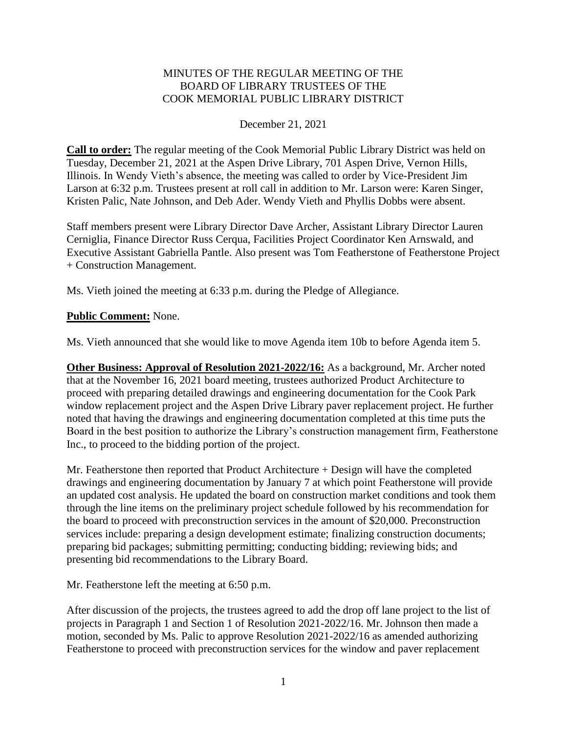MINUTES OF THE REGULAR MEETING OF THE
BOARD OF LIBRARY TRUSTEES OF THE
COOK MEMORIAL PUBLIC LIBRARY DISTRICT

December 21, 2021

**Call to order:** The regular meeting of the Cook Memorial Public Library District was held on Tuesday, December 21, 2021 at the Aspen Drive Library, 701 Aspen Drive, Vernon Hills, Illinois. In Wendy Vieth's absence, the meeting was called to order by Vice-President Jim Larson at 6:32 p.m. Trustees present at roll call in addition to Mr. Larson were: Karen Singer, Kristen Palic, Nate Johnson, and Deb Ader. Wendy Vieth and Phyllis Dobbs were absent.

Staff members present were Library Director Dave Archer, Assistant Library Director Lauren Cerniglia, Finance Director Russ Cerqua, Facilities Project Coordinator Ken Arnswald, and Executive Assistant Gabriella Pantle. Also present was Tom Featherstone of Featherstone Project + Construction Management.

Ms. Vieth joined the meeting at 6:33 p.m. during the Pledge of Allegiance.

**Public Comment:** None.

Ms. Vieth announced that she would like to move Agenda item 10b to before Agenda item 5.

**Other Business: Approval of Resolution 2021-2022/16:** As a background, Mr. Archer noted that at the November 16, 2021 board meeting, trustees authorized Product Architecture to proceed with preparing detailed drawings and engineering documentation for the Cook Park window replacement project and the Aspen Drive Library paver replacement project. He further noted that having the drawings and engineering documentation completed at this time puts the Board in the best position to authorize the Library's construction management firm, Featherstone Inc., to proceed to the bidding portion of the project.

Mr. Featherstone then reported that Product Architecture + Design will have the completed drawings and engineering documentation by January 7 at which point Featherstone will provide an updated cost analysis. He updated the board on construction market conditions and took them through the line items on the preliminary project schedule followed by his recommendation for the board to proceed with preconstruction services in the amount of $20,000. Preconstruction services include: preparing a design development estimate; finalizing construction documents; preparing bid packages; submitting permitting; conducting bidding; reviewing bids; and presenting bid recommendations to the Library Board.

Mr. Featherstone left the meeting at 6:50 p.m.

After discussion of the projects, the trustees agreed to add the drop off lane project to the list of projects in Paragraph 1 and Section 1 of Resolution 2021-2022/16. Mr. Johnson then made a motion, seconded by Ms. Palic to approve Resolution 2021-2022/16 as amended authorizing Featherstone to proceed with preconstruction services for the window and paver replacement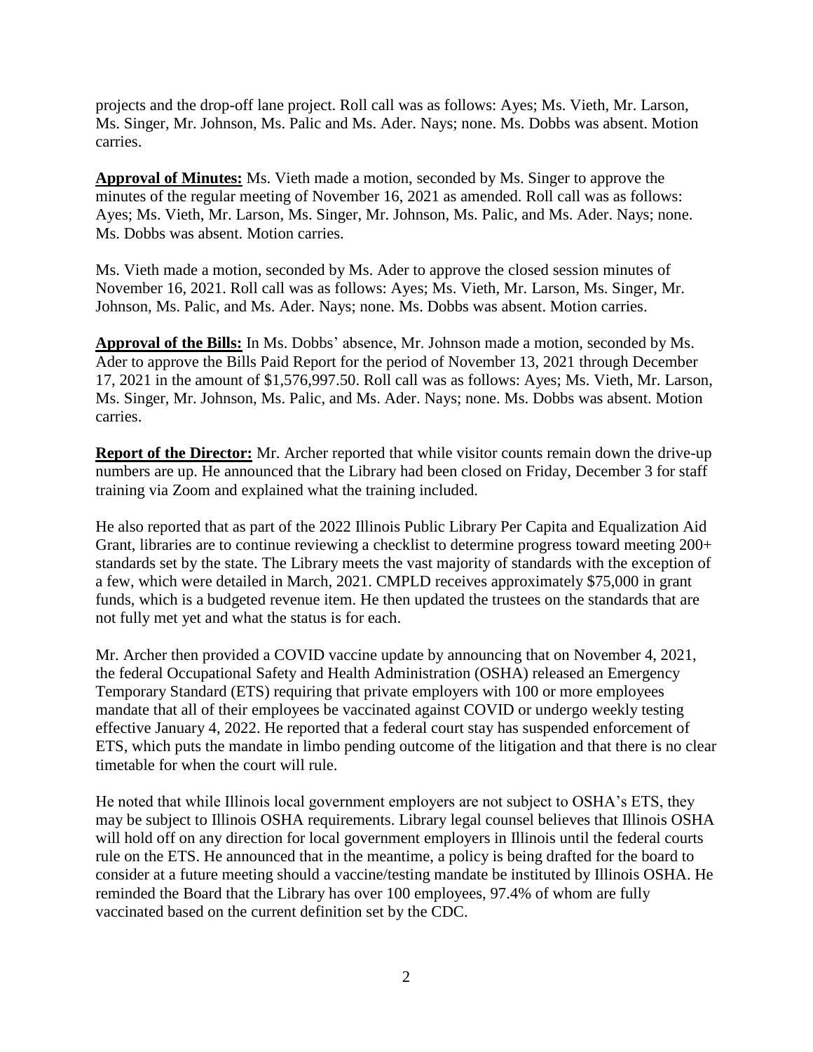projects and the drop-off lane project. Roll call was as follows: Ayes; Ms. Vieth, Mr. Larson, Ms. Singer, Mr. Johnson, Ms. Palic and Ms. Ader. Nays; none. Ms. Dobbs was absent. Motion carries.

**Approval of Minutes:** Ms. Vieth made a motion, seconded by Ms. Singer to approve the minutes of the regular meeting of November 16, 2021 as amended. Roll call was as follows: Ayes; Ms. Vieth, Mr. Larson, Ms. Singer, Mr. Johnson, Ms. Palic, and Ms. Ader. Nays; none. Ms. Dobbs was absent. Motion carries.

Ms. Vieth made a motion, seconded by Ms. Ader to approve the closed session minutes of November 16, 2021. Roll call was as follows: Ayes; Ms. Vieth, Mr. Larson, Ms. Singer, Mr. Johnson, Ms. Palic, and Ms. Ader. Nays; none. Ms. Dobbs was absent. Motion carries.

**Approval of the Bills:** In Ms. Dobbs' absence, Mr. Johnson made a motion, seconded by Ms. Ader to approve the Bills Paid Report for the period of November 13, 2021 through December 17, 2021 in the amount of $1,576,997.50. Roll call was as follows: Ayes; Ms. Vieth, Mr. Larson, Ms. Singer, Mr. Johnson, Ms. Palic, and Ms. Ader. Nays; none. Ms. Dobbs was absent. Motion carries.

**Report of the Director:** Mr. Archer reported that while visitor counts remain down the drive-up numbers are up. He announced that the Library had been closed on Friday, December 3 for staff training via Zoom and explained what the training included.

He also reported that as part of the 2022 Illinois Public Library Per Capita and Equalization Aid Grant, libraries are to continue reviewing a checklist to determine progress toward meeting 200+ standards set by the state. The Library meets the vast majority of standards with the exception of a few, which were detailed in March, 2021. CMPLD receives approximately $75,000 in grant funds, which is a budgeted revenue item. He then updated the trustees on the standards that are not fully met yet and what the status is for each.

Mr. Archer then provided a COVID vaccine update by announcing that on November 4, 2021, the federal Occupational Safety and Health Administration (OSHA) released an Emergency Temporary Standard (ETS) requiring that private employers with 100 or more employees mandate that all of their employees be vaccinated against COVID or undergo weekly testing effective January 4, 2022. He reported that a federal court stay has suspended enforcement of ETS, which puts the mandate in limbo pending outcome of the litigation and that there is no clear timetable for when the court will rule.

He noted that while Illinois local government employers are not subject to OSHA's ETS, they may be subject to Illinois OSHA requirements. Library legal counsel believes that Illinois OSHA will hold off on any direction for local government employers in Illinois until the federal courts rule on the ETS. He announced that in the meantime, a policy is being drafted for the board to consider at a future meeting should a vaccine/testing mandate be instituted by Illinois OSHA. He reminded the Board that the Library has over 100 employees, 97.4% of whom are fully vaccinated based on the current definition set by the CDC.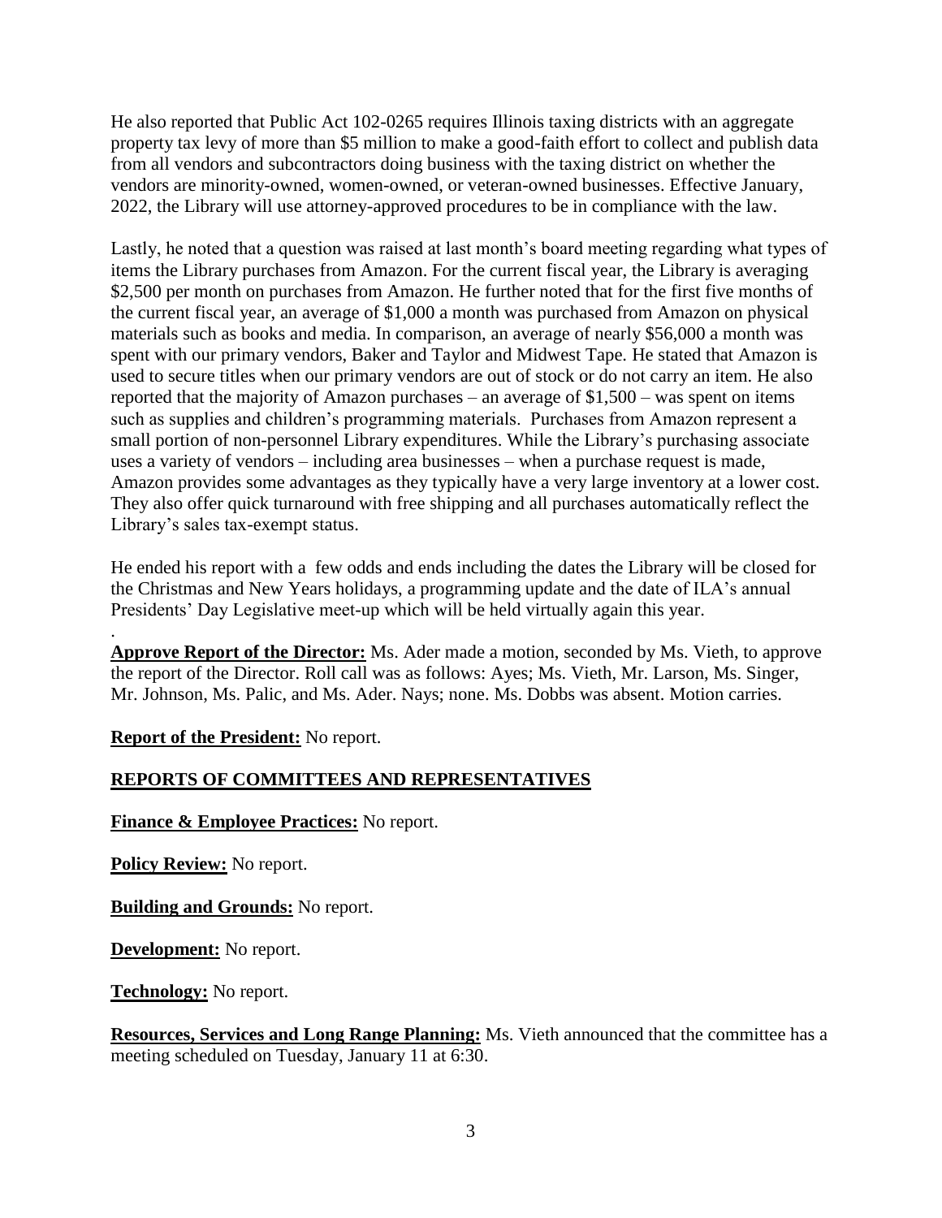He also reported that Public Act 102-0265 requires Illinois taxing districts with an aggregate property tax levy of more than $5 million to make a good-faith effort to collect and publish data from all vendors and subcontractors doing business with the taxing district on whether the vendors are minority-owned, women-owned, or veteran-owned businesses. Effective January, 2022, the Library will use attorney-approved procedures to be in compliance with the law.

Lastly, he noted that a question was raised at last month's board meeting regarding what types of items the Library purchases from Amazon. For the current fiscal year, the Library is averaging $2,500 per month on purchases from Amazon. He further noted that for the first five months of the current fiscal year, an average of $1,000 a month was purchased from Amazon on physical materials such as books and media. In comparison, an average of nearly $56,000 a month was spent with our primary vendors, Baker and Taylor and Midwest Tape. He stated that Amazon is used to secure titles when our primary vendors are out of stock or do not carry an item. He also reported that the majority of Amazon purchases – an average of $1,500 – was spent on items such as supplies and children's programming materials. Purchases from Amazon represent a small portion of non-personnel Library expenditures. While the Library's purchasing associate uses a variety of vendors – including area businesses – when a purchase request is made, Amazon provides some advantages as they typically have a very large inventory at a lower cost. They also offer quick turnaround with free shipping and all purchases automatically reflect the Library's sales tax-exempt status.

He ended his report with a few odds and ends including the dates the Library will be closed for the Christmas and New Years holidays, a programming update and the date of ILA's annual Presidents' Day Legislative meet-up which will be held virtually again this year.

.

**Approve Report of the Director:** Ms. Ader made a motion, seconded by Ms. Vieth, to approve the report of the Director. Roll call was as follows: Ayes; Ms. Vieth, Mr. Larson, Ms. Singer, Mr. Johnson, Ms. Palic, and Ms. Ader. Nays; none. Ms. Dobbs was absent. Motion carries.

**Report of the President:** No report.

## REPORTS OF COMMITTEES AND REPRESENTATIVES

**Finance & Employee Practices:** No report.

**Policy Review:** No report.

**Building and Grounds:** No report.

**Development:** No report.

**Technology:** No report.

**Resources, Services and Long Range Planning:** Ms. Vieth announced that the committee has a meeting scheduled on Tuesday, January 11 at 6:30.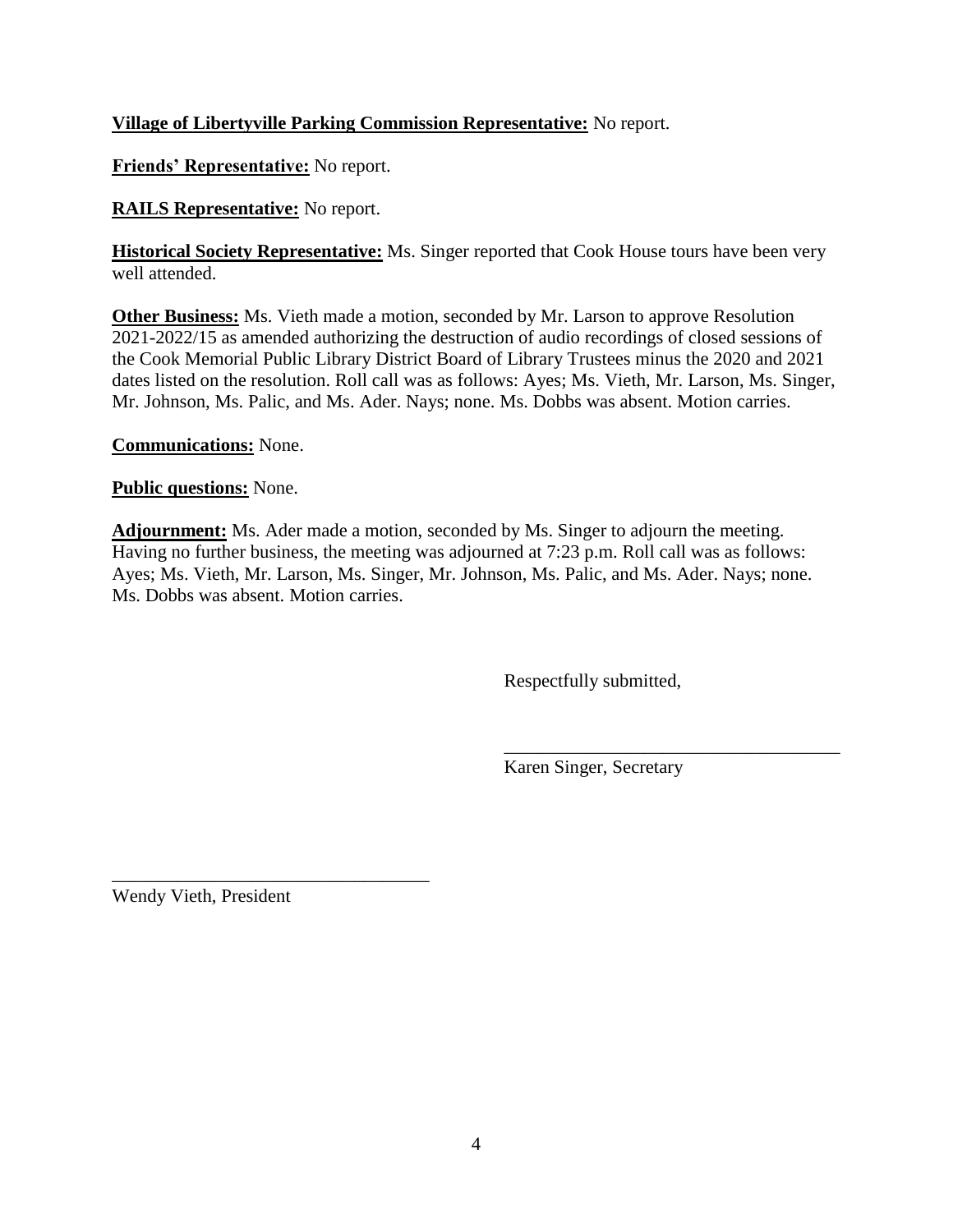**Village of Libertyville Parking Commission Representative:** No report.

**Friends' Representative:** No report.

**RAILS Representative:** No report.

**Historical Society Representative:** Ms. Singer reported that Cook House tours have been very well attended.

**Other Business:** Ms. Vieth made a motion, seconded by Mr. Larson to approve Resolution 2021-2022/15 as amended authorizing the destruction of audio recordings of closed sessions of the Cook Memorial Public Library District Board of Library Trustees minus the 2020 and 2021 dates listed on the resolution. Roll call was as follows: Ayes; Ms. Vieth, Mr. Larson, Ms. Singer, Mr. Johnson, Ms. Palic, and Ms. Ader. Nays; none. Ms. Dobbs was absent. Motion carries.

**Communications:** None.

**Public questions:** None.

**Adjournment:** Ms. Ader made a motion, seconded by Ms. Singer to adjourn the meeting. Having no further business, the meeting was adjourned at 7:23 p.m. Roll call was as follows: Ayes; Ms. Vieth, Mr. Larson, Ms. Singer, Mr. Johnson, Ms. Palic, and Ms. Ader. Nays; none. Ms. Dobbs was absent. Motion carries.

Respectfully submitted,

_____________________________________

Karen Singer, Secretary

_____________________________________

Wendy Vieth, President